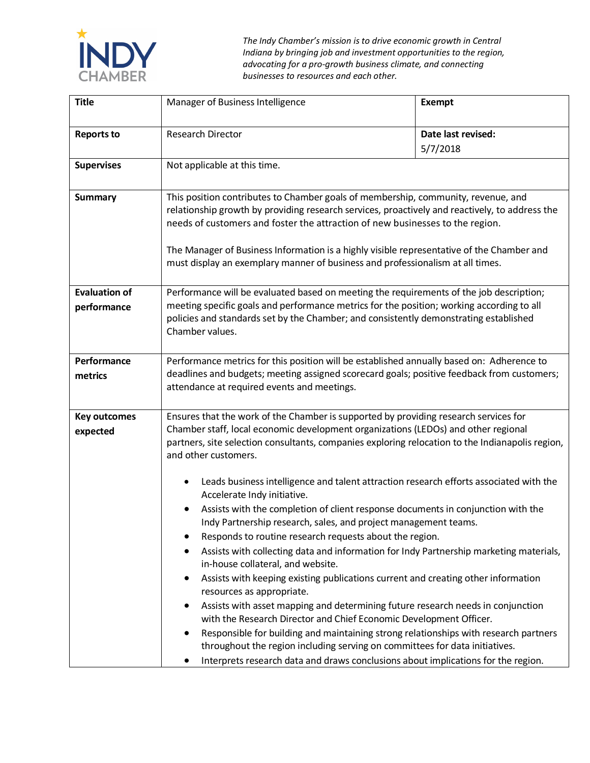INDY CHAMBER

*The Indy Chamber's mission is to drive economic growth in Central Indiana by bringing job and investment opportunities to the region, advocating for a pro-growth business climate, and connecting businesses to resources and each other.*

| **Title** | Manager of Business Intelligence | **Exempt** |
|---|---|---|
| **Reports to** | Research Director | **Date last revised:** 5/7/2018 |
| **Supervises** | Not applicable at this time. | |
| **Summary** | This position contributes to Chamber goals of membership, community, revenue, and relationship growth by providing research services, proactively and reactively, to address the needs of customers and foster the attraction of new businesses to the region.<br><br>The Manager of Business Information is a highly visible representative of the Chamber and must display an exemplary manner of business and professionalism at all times. | |
| **Evaluation of performance** | Performance will be evaluated based on meeting the requirements of the job description; meeting specific goals and performance metrics for the position; working according to all policies and standards set by the Chamber; and consistently demonstrating established Chamber values. | |
| **Performance metrics** | Performance metrics for this position will be established annually based on: Adherence to deadlines and budgets; meeting assigned scorecard goals; positive feedback from customers; attendance at required events and meetings. | |
| **Key outcomes expected** | Ensures that the work of the Chamber is supported by providing research services for Chamber staff, local economic development organizations (LEDOs) and other regional partners, site selection consultants, companies exploring relocation to the Indianapolis region, and other customers.<br><br>• Leads business intelligence and talent attraction research efforts associated with the Accelerate Indy initiative.<br>• Assists with the completion of client response documents in conjunction with the Indy Partnership research, sales, and project management teams.<br>• Responds to routine research requests about the region.<br>• Assists with collecting data and information for Indy Partnership marketing materials, in-house collateral, and website.<br>• Assists with keeping existing publications current and creating other information resources as appropriate.<br>• Assists with asset mapping and determining future research needs in conjunction with the Research Director and Chief Economic Development Officer.<br>• Responsible for building and maintaining strong relationships with research partners throughout the region including serving on committees for data initiatives.<br>• Interprets research data and draws conclusions about implications for the region. | |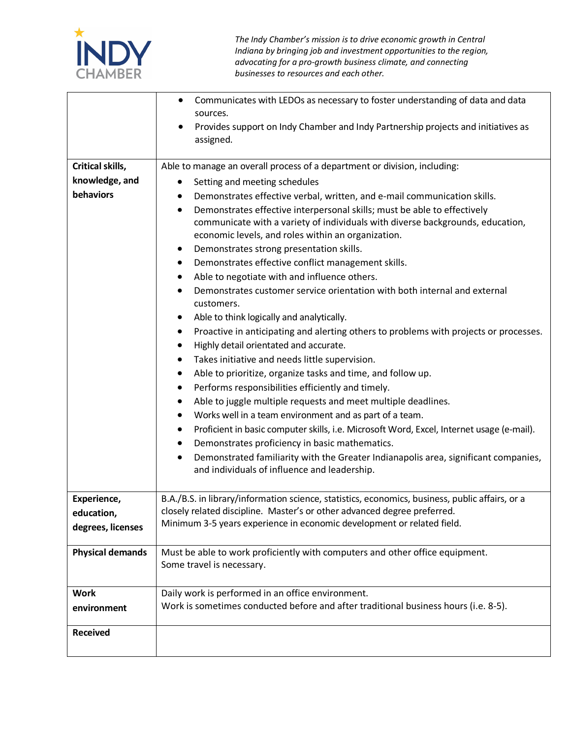*The Indy Chamber's mission is to drive economic growth in Central Indiana by bringing job and investment opportunities to the region, advocating for a pro-growth business climate, and connecting businesses to resources and each other.*

| | |
|---|---|
| | • Communicates with LEDOs as necessary to foster understanding of data and data sources.<br>• Provides support on Indy Chamber and Indy Partnership projects and initiatives as assigned. |
| **Critical skills, knowledge, and behaviors** | Able to manage an overall process of a department or division, including:<br>• Setting and meeting schedules<br>• Demonstrates effective verbal, written, and e-mail communication skills.<br>• Demonstrates effective interpersonal skills; must be able to effectively communicate with a variety of individuals with diverse backgrounds, education, economic levels, and roles within an organization.<br>• Demonstrates strong presentation skills.<br>• Demonstrates effective conflict management skills.<br>• Able to negotiate with and influence others.<br>• Demonstrates customer service orientation with both internal and external customers.<br>• Able to think logically and analytically.<br>• Proactive in anticipating and alerting others to problems with projects or processes.<br>• Highly detail orientated and accurate.<br>• Takes initiative and needs little supervision.<br>• Able to prioritize, organize tasks and time, and follow up.<br>• Performs responsibilities efficiently and timely.<br>• Able to juggle multiple requests and meet multiple deadlines.<br>• Works well in a team environment and as part of a team.<br>• Proficient in basic computer skills, i.e. Microsoft Word, Excel, Internet usage (e-mail).<br>• Demonstrates proficiency in basic mathematics.<br>• Demonstrated familiarity with the Greater Indianapolis area, significant companies, and individuals of influence and leadership. |
| **Experience, education, degrees, licenses** | B.A./B.S. in library/information science, statistics, economics, business, public affairs, or a closely related discipline. Master's or other advanced degree preferred.<br>Minimum 3-5 years experience in economic development or related field. |
| **Physical demands** | Must be able to work proficiently with computers and other office equipment.<br>Some travel is necessary. |
| **Work environment** | Daily work is performed in an office environment.<br>Work is sometimes conducted before and after traditional business hours (i.e. 8-5). |
| **Received** | |